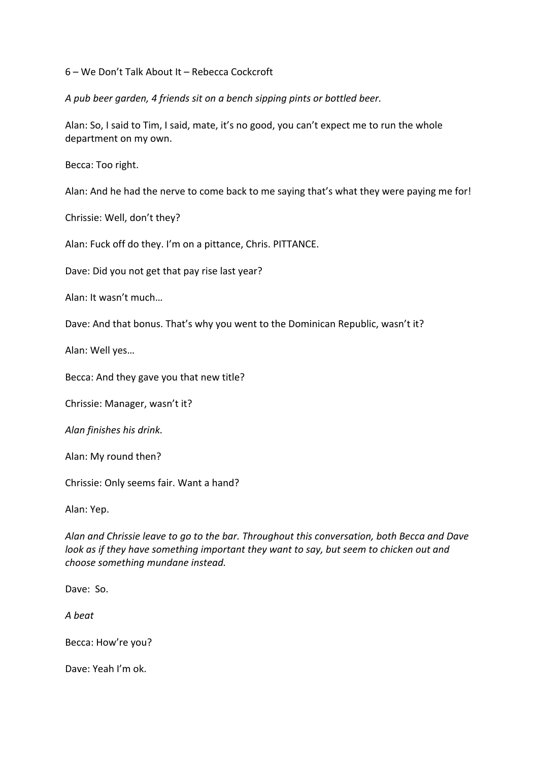6 – We Don't Talk About It – Rebecca Cockcroft

*A pub beer garden, 4 friends sit on a bench sipping pints or bottled beer.*

Alan: So, I said to Tim, I said, mate, it's no good, you can't expect me to run the whole department on my own.

Becca: Too right.

Alan: And he had the nerve to come back to me saying that's what they were paying me for!

Chrissie: Well, don't they?

Alan: Fuck off do they. I'm on a pittance, Chris. PITTANCE.

Dave: Did you not get that pay rise last year?

Alan: It wasn't much…

Dave: And that bonus. That's why you went to the Dominican Republic, wasn't it?

Alan: Well yes…

Becca: And they gave you that new title?

Chrissie: Manager, wasn't it?

*Alan finishes his drink.*

Alan: My round then?

Chrissie: Only seems fair. Want a hand?

Alan: Yep.

*Alan and Chrissie leave to go to the bar. Throughout this conversation, both Becca and Dave look as if they have something important they want to say, but seem to chicken out and choose something mundane instead.*

Dave: So.

*A beat*

Becca: How're you?

Dave: Yeah I'm ok.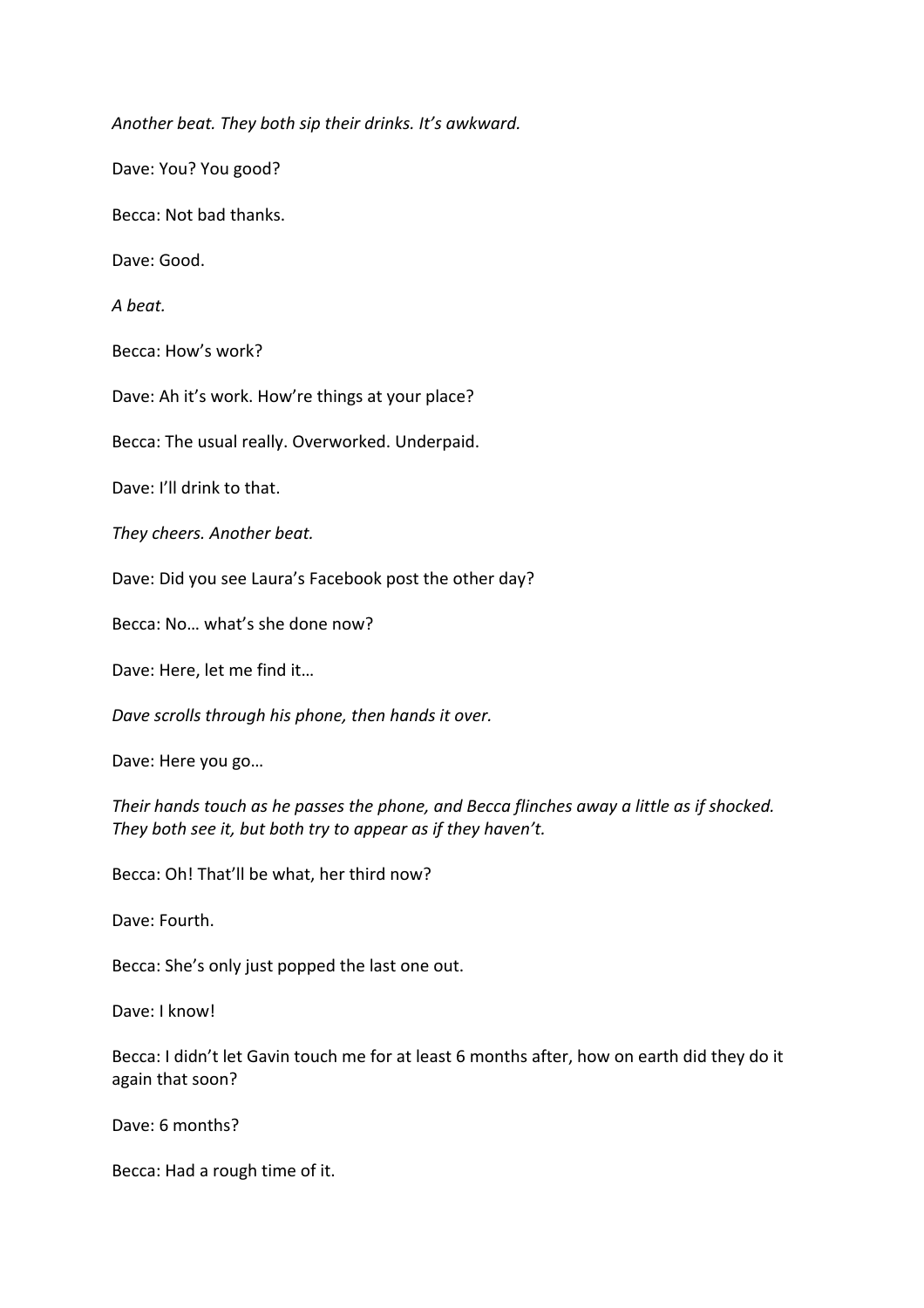*Another beat. They both sip their drinks. It's awkward.*

Dave: You? You good?

Becca: Not bad thanks.

Dave: Good.

*A beat.*

Becca: How's work?

Dave: Ah it's work. How're things at your place?

Becca: The usual really. Overworked. Underpaid.

Dave: I'll drink to that.

*They cheers. Another beat.*

Dave: Did you see Laura's Facebook post the other day?

Becca: No… what's she done now?

Dave: Here, let me find it…

*Dave scrolls through his phone, then hands it over.*

Dave: Here you go…

*Their hands touch as he passes the phone, and Becca flinches away a little as if shocked. They both see it, but both try to appear as if they haven't.*

Becca: Oh! That'll be what, her third now?

Dave: Fourth.

Becca: She's only just popped the last one out.

Dave: I know!

Becca: I didn't let Gavin touch me for at least 6 months after, how on earth did they do it again that soon?

Dave: 6 months?

Becca: Had a rough time of it.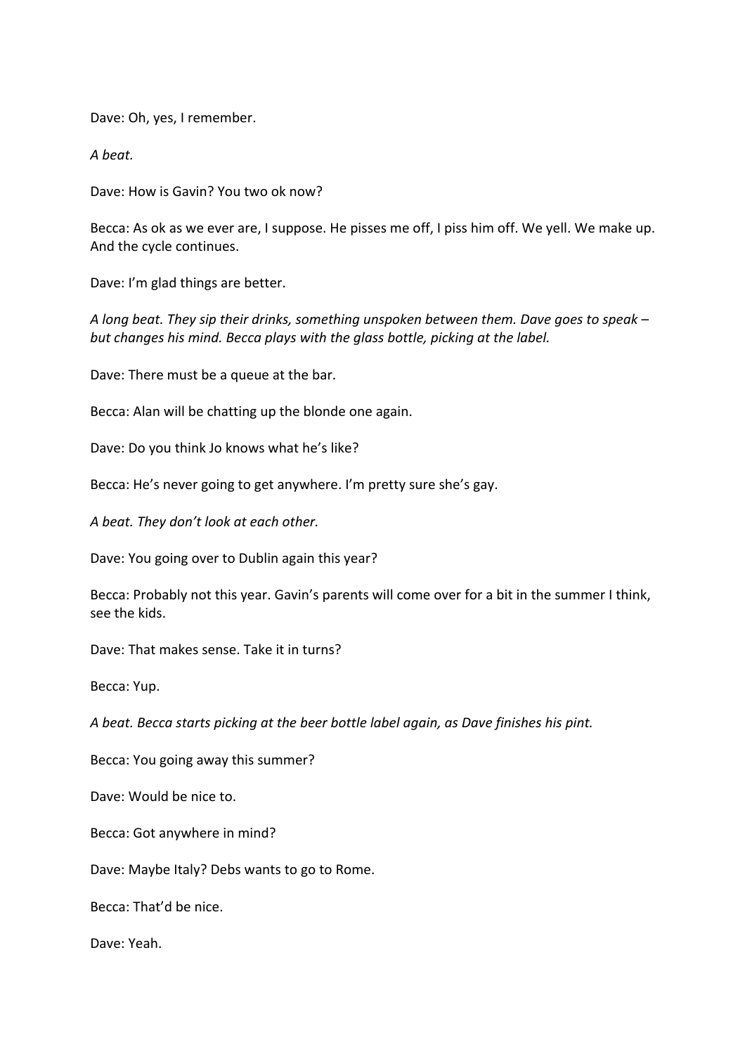Dave: Oh, yes, I remember.

*A beat.*

Dave: How is Gavin? You two ok now?

Becca: As ok as we ever are, I suppose. He pisses me off, I piss him off. We yell. We make up. And the cycle continues.

Dave: I'm glad things are better.

*A long beat. They sip their drinks, something unspoken between them. Dave goes to speak – but changes his mind. Becca plays with the glass bottle, picking at the label.*

Dave: There must be a queue at the bar.

Becca: Alan will be chatting up the blonde one again.

Dave: Do you think Jo knows what he's like?

Becca: He's never going to get anywhere. I'm pretty sure she's gay.

*A beat. They don't look at each other.*

Dave: You going over to Dublin again this year?

Becca: Probably not this year. Gavin's parents will come over for a bit in the summer I think, see the kids.

Dave: That makes sense. Take it in turns?

Becca: Yup.

*A beat. Becca starts picking at the beer bottle label again, as Dave finishes his pint.*

Becca: You going away this summer?

Dave: Would be nice to.

Becca: Got anywhere in mind?

Dave: Maybe Italy? Debs wants to go to Rome.

Becca: That'd be nice.

Dave: Yeah.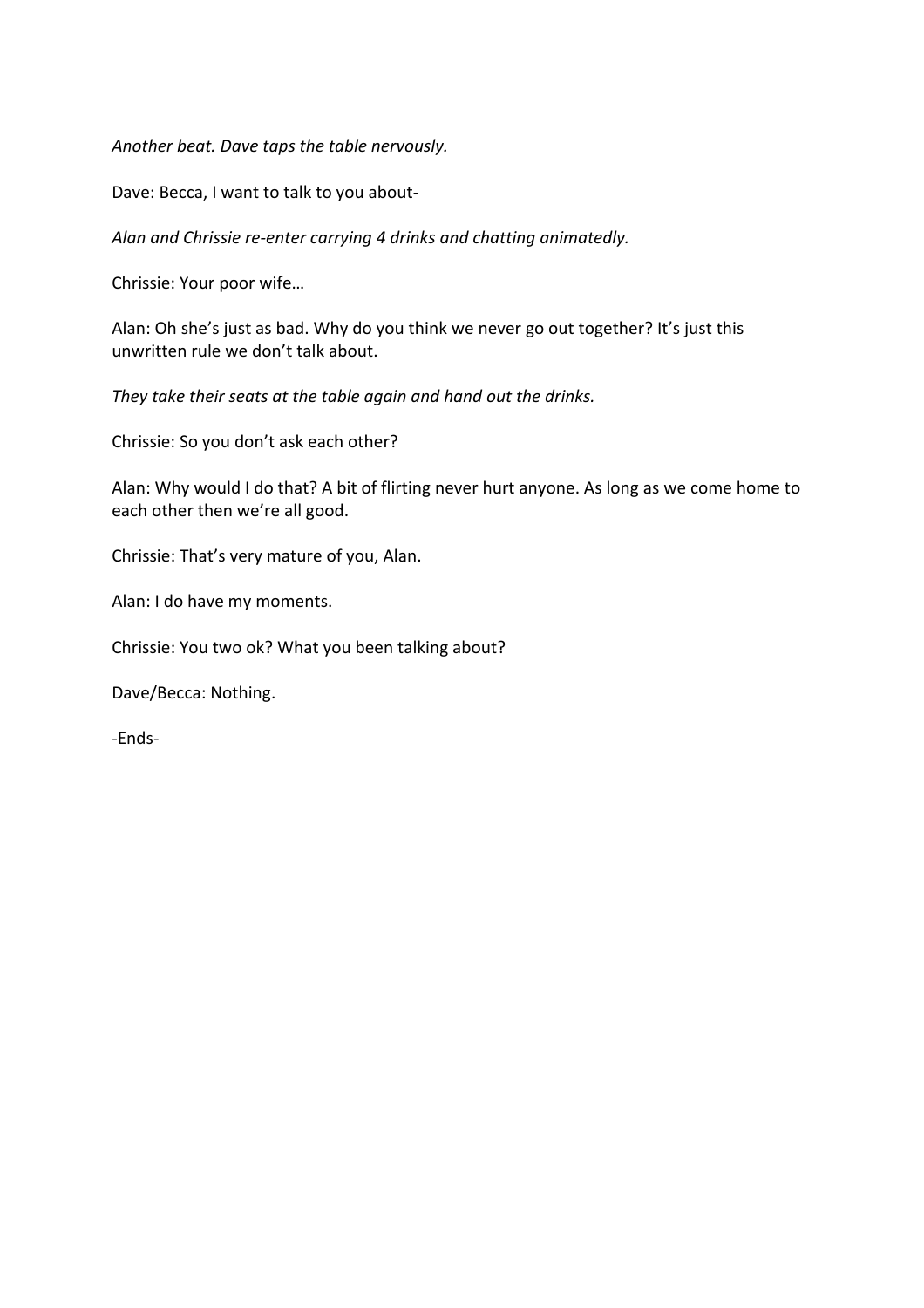*Another beat. Dave taps the table nervously.*

Dave: Becca, I want to talk to you about-

*Alan and Chrissie re-enter carrying 4 drinks and chatting animatedly.*

Chrissie: Your poor wife…

Alan: Oh she's just as bad. Why do you think we never go out together? It's just this unwritten rule we don't talk about.

*They take their seats at the table again and hand out the drinks.*

Chrissie: So you don't ask each other?

Alan: Why would I do that? A bit of flirting never hurt anyone. As long as we come home to each other then we're all good.

Chrissie: That's very mature of you, Alan.

Alan: I do have my moments.

Chrissie: You two ok? What you been talking about?

Dave/Becca: Nothing.

-Ends-